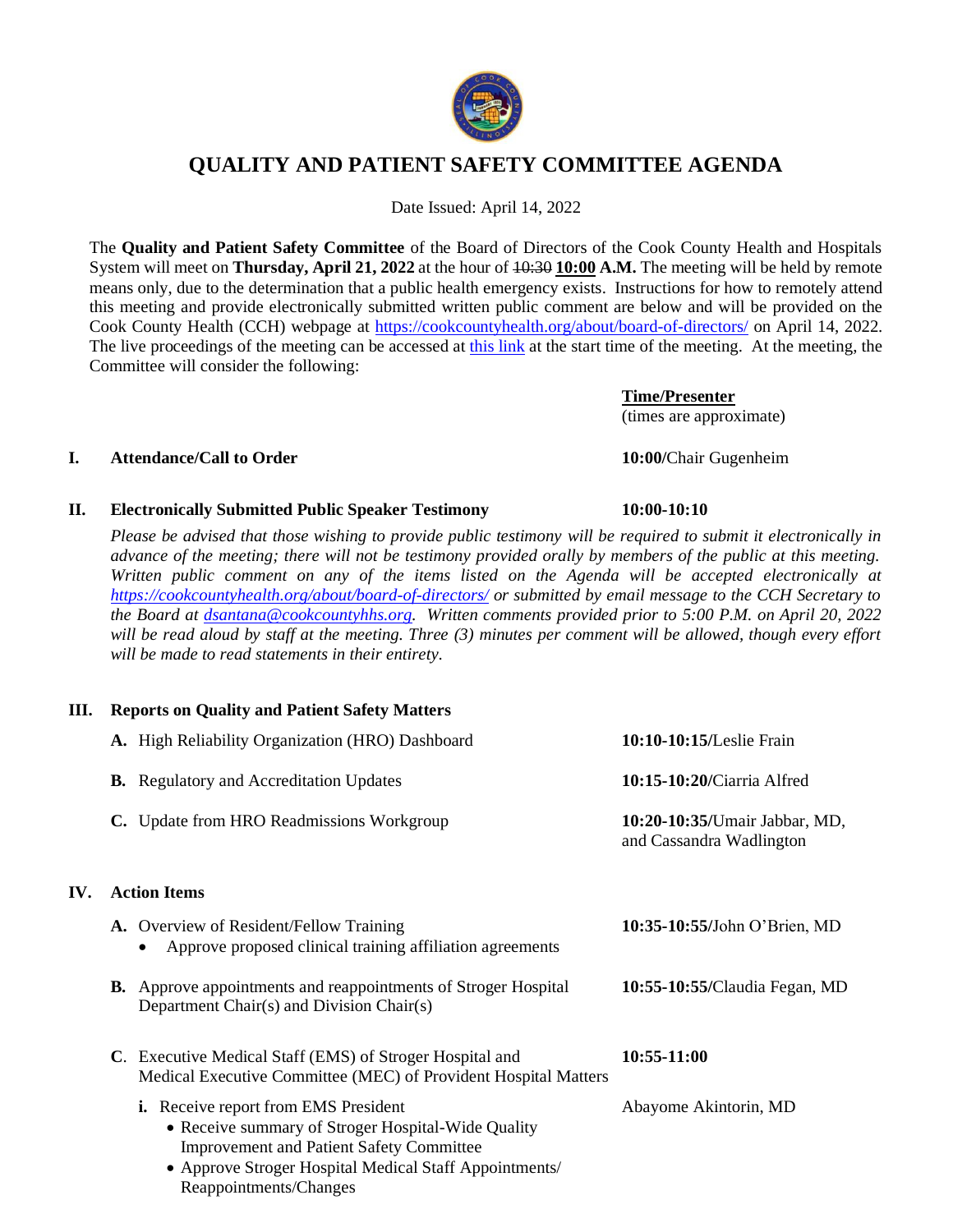# QUALITY AND PATIENT SAFETY COMMITTEE AGENDA

Date Issued: April 14, 2022

The **Quality and Patient Safety Committee** of the Board of Directors of the Cook County Health and Hospitals System will meet on **Thursday, April 21, 2022** at the hour of ~~10:30~~ **10:00** **A.M.** The meeting will be held by remote means only, due to the determination that a public health emergency exists. Instructions for how to remotely attend this meeting and provide electronically submitted written public comment are below and will be provided on the Cook County Health (CCH) webpage at https://cookcountyhealth.org/about/board-of-directors/ on April 14, 2022. The live proceedings of the meeting can be accessed at this link at the start time of the meeting. At the meeting, the Committee will consider the following:

| | **Time/Presenter** (times are approximate) |
|---|---|
| **I. Attendance/Call to Order** | **10:00/**Chair Gugenheim |
| **II. Electronically Submitted Public Speaker Testimony** | **10:00-10:10** |

*Please be advised that those wishing to provide public testimony will be required to submit it electronically in advance of the meeting; there will not be testimony provided orally by members of the public at this meeting. Written public comment on any of the items listed on the Agenda will be accepted electronically at https://cookcountyhealth.org/about/board-of-directors/ or submitted by email message to the CCH Secretary to the Board at dsantana@cookcountyhhs.org. Written comments provided prior to 5:00 P.M. on April 20, 2022 will be read aloud by staff at the meeting. Three (3) minutes per comment will be allowed, though every effort will be made to read statements in their entirety.*

**III. Reports on Quality and Patient Safety Matters**

| | |
|---|---|
| **A.** High Reliability Organization (HRO) Dashboard | **10:10-10:15/**Leslie Frain |
| **B.** Regulatory and Accreditation Updates | **10:15-10:20/**Ciarria Alfred |
| **C.** Update from HRO Readmissions Workgroup | **10:20-10:35/**Umair Jabbar, MD, and Cassandra Wadlington |

**IV. Action Items**

| | |
|---|---|
| **A.** Overview of Resident/Fellow Training<br>• Approve proposed clinical training affiliation agreements | **10:35-10:55/**John O'Brien, MD |
| **B.** Approve appointments and reappointments of Stroger Hospital Department Chair(s) and Division Chair(s) | **10:55-10:55/**Claudia Fegan, MD |
| **C**. Executive Medical Staff (EMS) of Stroger Hospital and Medical Executive Committee (MEC) of Provident Hospital Matters | **10:55-11:00** |
| **i.** Receive report from EMS President<br>• Receive summary of Stroger Hospital-Wide Quality Improvement and Patient Safety Committee<br>• Approve Stroger Hospital Medical Staff Appointments/ Reappointments/Changes | Abayome Akintorin, MD |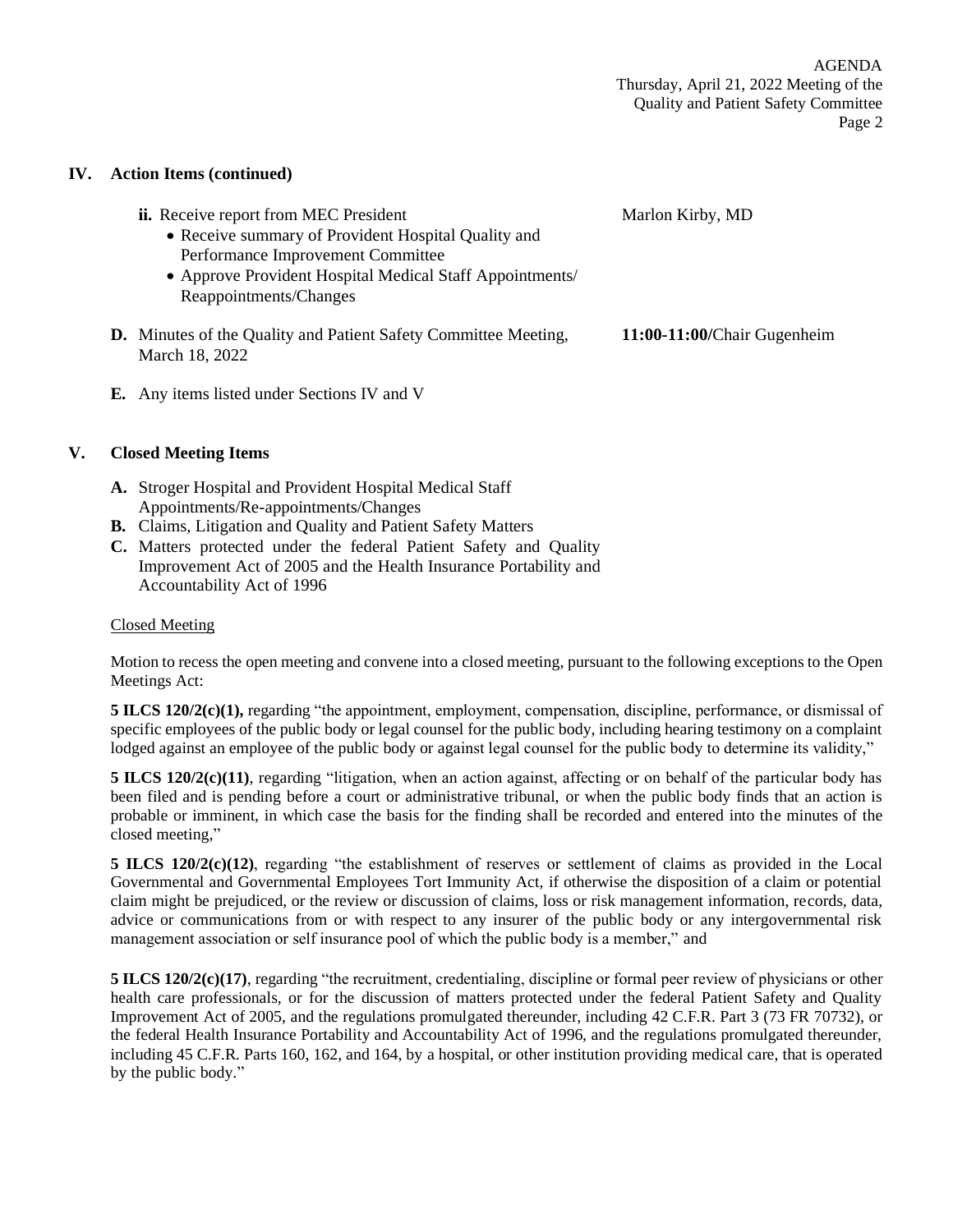## IV. Action Items (continued)

**ii.** Receive report from MEC President — Marlon Kirby, MD

- Receive summary of Provident Hospital Quality and Performance Improvement Committee
- Approve Provident Hospital Medical Staff Appointments/ Reappointments/Changes

**D.** Minutes of the Quality and Patient Safety Committee Meeting, March 18, 2022 — **11:00-11:00/**Chair Gugenheim

**E.** Any items listed under Sections IV and V

## V. Closed Meeting Items

**A.** Stroger Hospital and Provident Hospital Medical Staff Appointments/Re-appointments/Changes

**B.** Claims, Litigation and Quality and Patient Safety Matters

**C.** Matters protected under the federal Patient Safety and Quality Improvement Act of 2005 and the Health Insurance Portability and Accountability Act of 1996

Closed Meeting

Motion to recess the open meeting and convene into a closed meeting, pursuant to the following exceptions to the Open Meetings Act:

**5 ILCS 120/2(c)(1),** regarding "the appointment, employment, compensation, discipline, performance, or dismissal of specific employees of the public body or legal counsel for the public body, including hearing testimony on a complaint lodged against an employee of the public body or against legal counsel for the public body to determine its validity,"

**5 ILCS 120/2(c)(11)**, regarding "litigation, when an action against, affecting or on behalf of the particular body has been filed and is pending before a court or administrative tribunal, or when the public body finds that an action is probable or imminent, in which case the basis for the finding shall be recorded and entered into the minutes of the closed meeting,"

**5 ILCS 120/2(c)(12)**, regarding "the establishment of reserves or settlement of claims as provided in the Local Governmental and Governmental Employees Tort Immunity Act, if otherwise the disposition of a claim or potential claim might be prejudiced, or the review or discussion of claims, loss or risk management information, records, data, advice or communications from or with respect to any insurer of the public body or any intergovernmental risk management association or self insurance pool of which the public body is a member," and

**5 ILCS 120/2(c)(17)**, regarding "the recruitment, credentialing, discipline or formal peer review of physicians or other health care professionals, or for the discussion of matters protected under the federal Patient Safety and Quality Improvement Act of 2005, and the regulations promulgated thereunder, including 42 C.F.R. Part 3 (73 FR 70732), or the federal Health Insurance Portability and Accountability Act of 1996, and the regulations promulgated thereunder, including 45 C.F.R. Parts 160, 162, and 164, by a hospital, or other institution providing medical care, that is operated by the public body."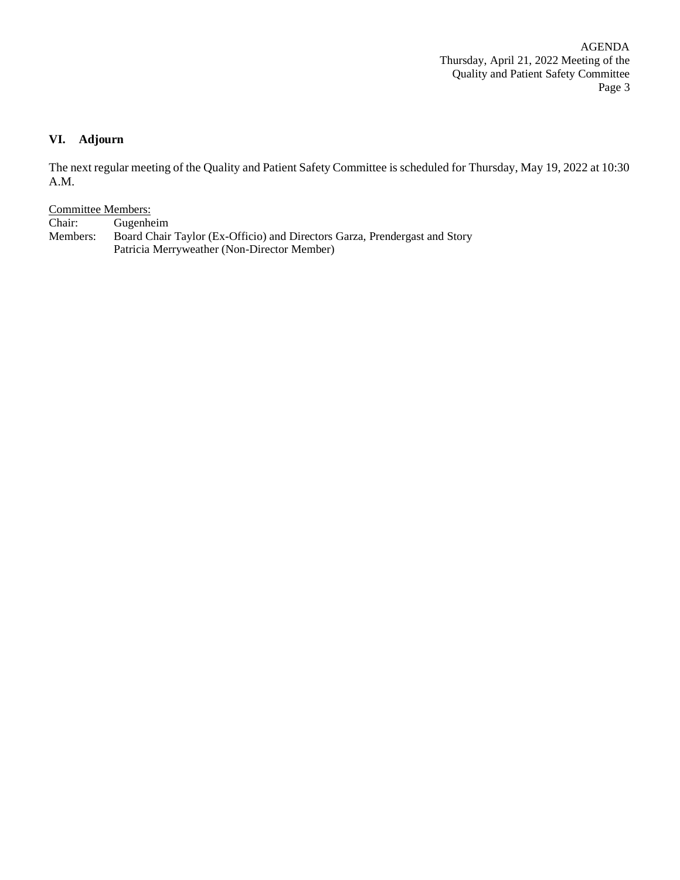## VI. Adjourn

The next regular meeting of the Quality and Patient Safety Committee is scheduled for Thursday, May 19, 2022 at 10:30 A.M.

<u>Committee Members:</u>

Chair: Gugenheim

Members: Board Chair Taylor (Ex-Officio) and Directors Garza, Prendergast and Story
Patricia Merryweather (Non-Director Member)